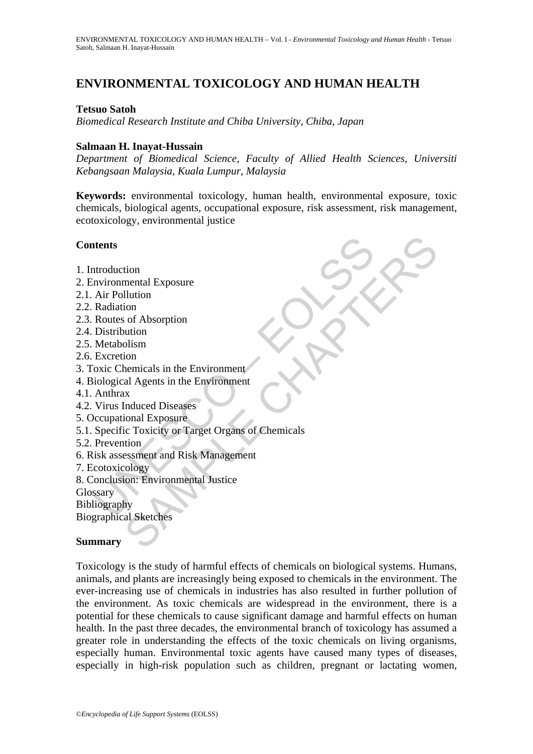# ENVIRONMENTAL TOXICOLOGY AND HUMAN HEALTH

**Tetsuo Satoh**

*Biomedical Research Institute and Chiba University, Chiba, Japan*

**Salmaan H. Inayat-Hussain**

*Department of Biomedical Science, Faculty of Allied Health Sciences, Universiti Kebangsaan Malaysia, Kuala Lumpur, Malaysia*

**Keywords:** environmental toxicology, human health, environmental exposure, toxic chemicals, biological agents, occupational exposure, risk assessment, risk management, ecotoxicology, environmental justice

## Contents

1. Introduction
2. Environmental Exposure
2.1. Air Pollution
2.2. Radiation
2.3. Routes of Absorption
2.4. Distribution
2.5. Metabolism
2.6. Excretion
3. Toxic Chemicals in the Environment
4. Biological Agents in the Environment
4.1. Anthrax
4.2. Virus Induced Diseases
5. Occupational Exposure
5.1. Specific Toxicity or Target Organs of Chemicals
5.2. Prevention
6. Risk assessment and Risk Management
7. Ecotoxicology
8. Conclusion: Environmental Justice

Glossary
Bibliography
Biographical Sketches

## Summary

Toxicology is the study of harmful effects of chemicals on biological systems. Humans, animals, and plants are increasingly being exposed to chemicals in the environment. The ever-increasing use of chemicals in industries has also resulted in further pollution of the environment. As toxic chemicals are widespread in the environment, there is a potential for these chemicals to cause significant damage and harmful effects on human health. In the past three decades, the environmental branch of toxicology has assumed a greater role in understanding the effects of the toxic chemicals on living organisms, especially human. Environmental toxic agents have caused many types of diseases, especially in high-risk population such as children, pregnant or lactating women,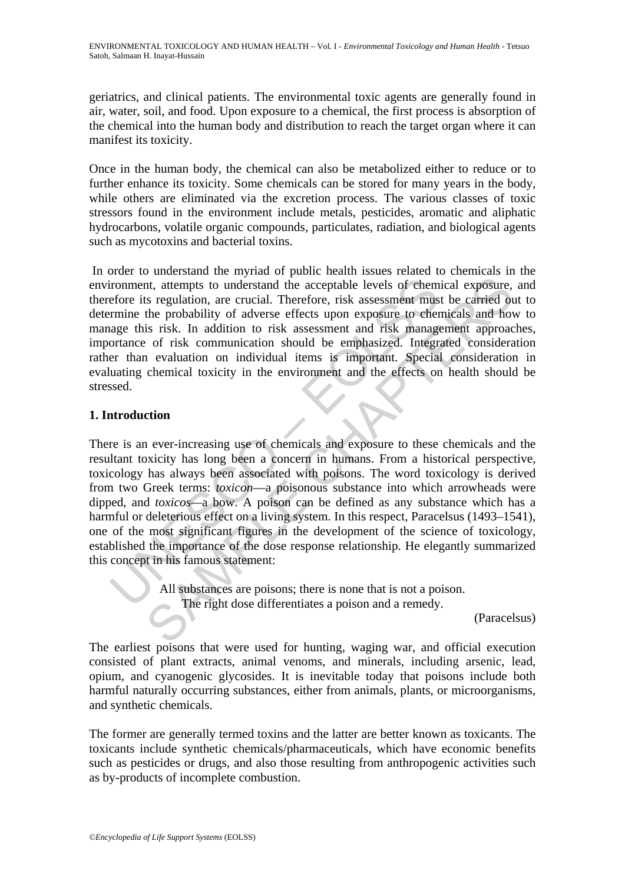geriatrics, and clinical patients. The environmental toxic agents are generally found in air, water, soil, and food. Upon exposure to a chemical, the first process is absorption of the chemical into the human body and distribution to reach the target organ where it can manifest its toxicity.

Once in the human body, the chemical can also be metabolized either to reduce or to further enhance its toxicity. Some chemicals can be stored for many years in the body, while others are eliminated via the excretion process. The various classes of toxic stressors found in the environment include metals, pesticides, aromatic and aliphatic hydrocarbons, volatile organic compounds, particulates, radiation, and biological agents such as mycotoxins and bacterial toxins.

In order to understand the myriad of public health issues related to chemicals in the environment, attempts to understand the acceptable levels of chemical exposure, and therefore its regulation, are crucial. Therefore, risk assessment must be carried out to determine the probability of adverse effects upon exposure to chemicals and how to manage this risk. In addition to risk assessment and risk management approaches, importance of risk communication should be emphasized. Integrated consideration rather than evaluation on individual items is important. Special consideration in evaluating chemical toxicity in the environment and the effects on health should be stressed.

## 1. Introduction

There is an ever-increasing use of chemicals and exposure to these chemicals and the resultant toxicity has long been a concern in humans. From a historical perspective, toxicology has always been associated with poisons. The word toxicology is derived from two Greek terms: *toxicon*—a poisonous substance into which arrowheads were dipped, and *toxicos*—a bow. A poison can be defined as any substance which has a harmful or deleterious effect on a living system. In this respect, Paracelsus (1493–1541), one of the most significant figures in the development of the science of toxicology, established the importance of the dose response relationship. He elegantly summarized this concept in his famous statement:

> All substances are poisons; there is none that is not a poison.
> The right dose differentiates a poison and a remedy.
>
> (Paracelsus)

The earliest poisons that were used for hunting, waging war, and official execution consisted of plant extracts, animal venoms, and minerals, including arsenic, lead, opium, and cyanogenic glycosides. It is inevitable today that poisons include both harmful naturally occurring substances, either from animals, plants, or microorganisms, and synthetic chemicals.

The former are generally termed toxins and the latter are better known as toxicants. The toxicants include synthetic chemicals/pharmaceuticals, which have economic benefits such as pesticides or drugs, and also those resulting from anthropogenic activities such as by-products of incomplete combustion.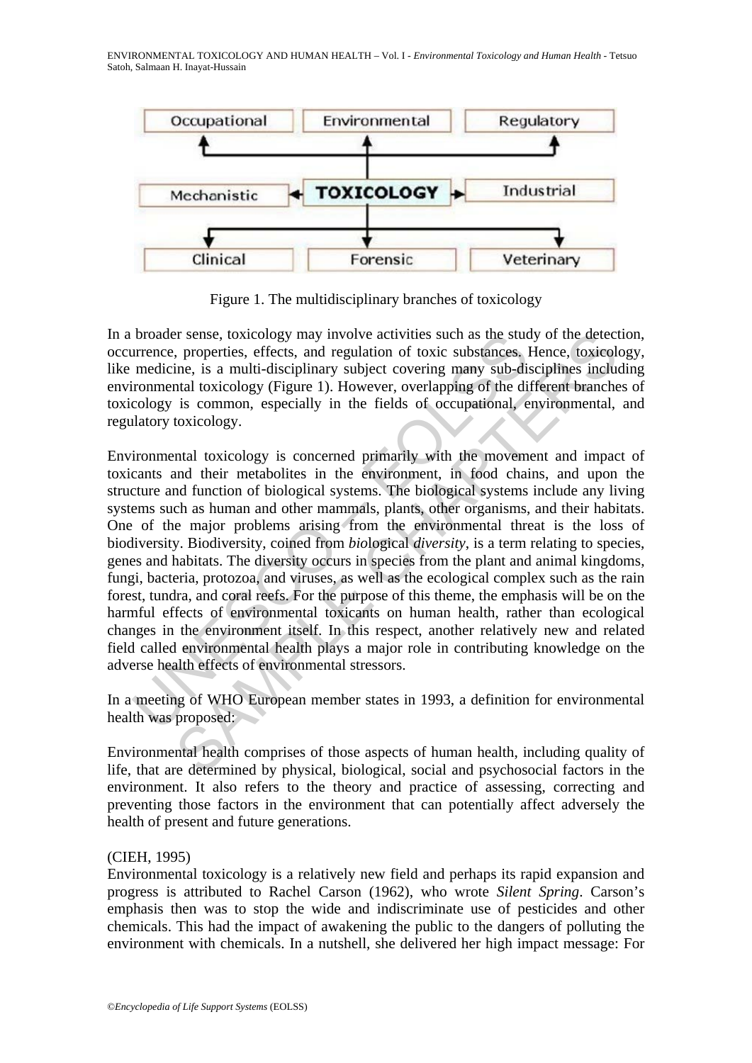| Occupational | Environmental | Regulatory |
|---|---|---|
| Mechanistic | TOXICOLOGY | Industrial |
| Clinical | Forensic | Veterinary |

Figure 1. The multidisciplinary branches of toxicology

In a broader sense, toxicology may involve activities such as the study of the detection, occurrence, properties, effects, and regulation of toxic substances. Hence, toxicology, like medicine, is a multi-disciplinary subject covering many sub-disciplines including environmental toxicology (Figure 1). However, overlapping of the different branches of toxicology is common, especially in the fields of occupational, environmental, and regulatory toxicology.

Environmental toxicology is concerned primarily with the movement and impact of toxicants and their metabolites in the environment, in food chains, and upon the structure and function of biological systems. The biological systems include any living systems such as human and other mammals, plants, other organisms, and their habitats. One of the major problems arising from the environmental threat is the loss of biodiversity. Biodiversity, coined from *bio*logical *diversity*, is a term relating to species, genes and habitats. The diversity occurs in species from the plant and animal kingdoms, fungi, bacteria, protozoa, and viruses, as well as the ecological complex such as the rain forest, tundra, and coral reefs. For the purpose of this theme, the emphasis will be on the harmful effects of environmental toxicants on human health, rather than ecological changes in the environment itself. In this respect, another relatively new and related field called environmental health plays a major role in contributing knowledge on the adverse health effects of environmental stressors.

In a meeting of WHO European member states in 1993, a definition for environmental health was proposed:

Environmental health comprises of those aspects of human health, including quality of life, that are determined by physical, biological, social and psychosocial factors in the environment. It also refers to the theory and practice of assessing, correcting and preventing those factors in the environment that can potentially affect adversely the health of present and future generations.

(CIEH, 1995)

Environmental toxicology is a relatively new field and perhaps its rapid expansion and progress is attributed to Rachel Carson (1962), who wrote *Silent Spring*. Carson's emphasis then was to stop the wide and indiscriminate use of pesticides and other chemicals. This had the impact of awakening the public to the dangers of polluting the environment with chemicals. In a nutshell, she delivered her high impact message: For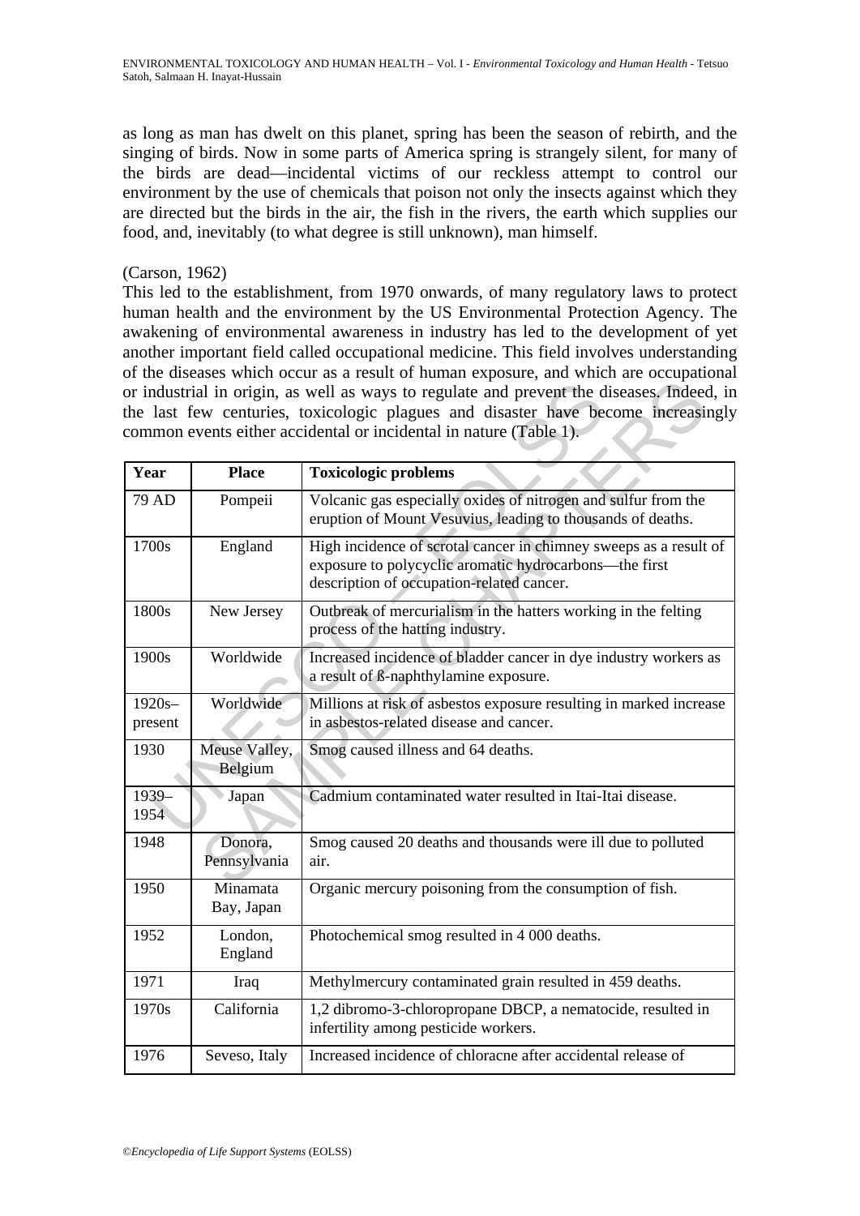as long as man has dwelt on this planet, spring has been the season of rebirth, and the singing of birds. Now in some parts of America spring is strangely silent, for many of the birds are dead—incidental victims of our reckless attempt to control our environment by the use of chemicals that poison not only the insects against which they are directed but the birds in the air, the fish in the rivers, the earth which supplies our food, and, inevitably (to what degree is still unknown), man himself.

(Carson, 1962)

This led to the establishment, from 1970 onwards, of many regulatory laws to protect human health and the environment by the US Environmental Protection Agency. The awakening of environmental awareness in industry has led to the development of yet another important field called occupational medicine. This field involves understanding of the diseases which occur as a result of human exposure, and which are occupational or industrial in origin, as well as ways to regulate and prevent the diseases. Indeed, in the last few centuries, toxicologic plagues and disaster have become increasingly common events either accidental or incidental in nature (Table 1).

| Year | Place | Toxicologic problems |
|---|---|---|
| 79 AD | Pompeii | Volcanic gas especially oxides of nitrogen and sulfur from the eruption of Mount Vesuvius, leading to thousands of deaths. |
| 1700s | England | High incidence of scrotal cancer in chimney sweeps as a result of exposure to polycyclic aromatic hydrocarbons—the first description of occupation-related cancer. |
| 1800s | New Jersey | Outbreak of mercurialism in the hatters working in the felting process of the hatting industry. |
| 1900s | Worldwide | Increased incidence of bladder cancer in dye industry workers as a result of ß-naphthylamine exposure. |
| 1920s–present | Worldwide | Millions at risk of asbestos exposure resulting in marked increase in asbestos-related disease and cancer. |
| 1930 | Meuse Valley, Belgium | Smog caused illness and 64 deaths. |
| 1939–1954 | Japan | Cadmium contaminated water resulted in Itai-Itai disease. |
| 1948 | Donora, Pennsylvania | Smog caused 20 deaths and thousands were ill due to polluted air. |
| 1950 | Minamata Bay, Japan | Organic mercury poisoning from the consumption of fish. |
| 1952 | London, England | Photochemical smog resulted in 4 000 deaths. |
| 1971 | Iraq | Methylmercury contaminated grain resulted in 459 deaths. |
| 1970s | California | 1,2 dibromo-3-chloropropane DBCP, a nematocide, resulted in infertility among pesticide workers. |
| 1976 | Seveso, Italy | Increased incidence of chloracne after accidental release of |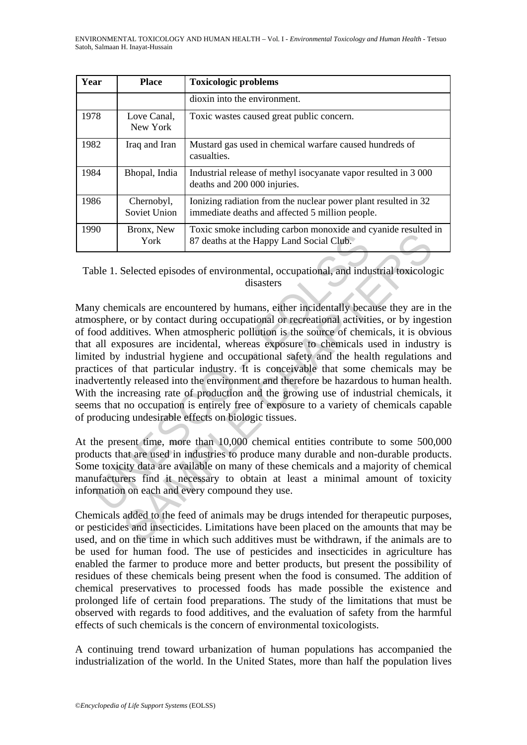| Year | Place | Toxicologic problems |
|---|---|---|
| | | dioxin into the environment. |
| 1978 | Love Canal, New York | Toxic wastes caused great public concern. |
| 1982 | Iraq and Iran | Mustard gas used in chemical warfare caused hundreds of casualties. |
| 1984 | Bhopal, India | Industrial release of methyl isocyanate vapor resulted in 3 000 deaths and 200 000 injuries. |
| 1986 | Chernobyl, Soviet Union | Ionizing radiation from the nuclear power plant resulted in 32 immediate deaths and affected 5 million people. |
| 1990 | Bronx, New York | Toxic smoke including carbon monoxide and cyanide resulted in 87 deaths at the Happy Land Social Club. |

Table 1. Selected episodes of environmental, occupational, and industrial toxicologic disasters

Many chemicals are encountered by humans, either incidentally because they are in the atmosphere, or by contact during occupational or recreational activities, or by ingestion of food additives. When atmospheric pollution is the source of chemicals, it is obvious that all exposures are incidental, whereas exposure to chemicals used in industry is limited by industrial hygiene and occupational safety and the health regulations and practices of that particular industry. It is conceivable that some chemicals may be inadvertently released into the environment and therefore be hazardous to human health. With the increasing rate of production and the growing use of industrial chemicals, it seems that no occupation is entirely free of exposure to a variety of chemicals capable of producing undesirable effects on biologic tissues.

At the present time, more than 10,000 chemical entities contribute to some 500,000 products that are used in industries to produce many durable and non-durable products. Some toxicity data are available on many of these chemicals and a majority of chemical manufacturers find it necessary to obtain at least a minimal amount of toxicity information on each and every compound they use.

Chemicals added to the feed of animals may be drugs intended for therapeutic purposes, or pesticides and insecticides. Limitations have been placed on the amounts that may be used, and on the time in which such additives must be withdrawn, if the animals are to be used for human food. The use of pesticides and insecticides in agriculture has enabled the farmer to produce more and better products, but present the possibility of residues of these chemicals being present when the food is consumed. The addition of chemical preservatives to processed foods has made possible the existence and prolonged life of certain food preparations. The study of the limitations that must be observed with regards to food additives, and the evaluation of safety from the harmful effects of such chemicals is the concern of environmental toxicologists.

A continuing trend toward urbanization of human populations has accompanied the industrialization of the world. In the United States, more than half the population lives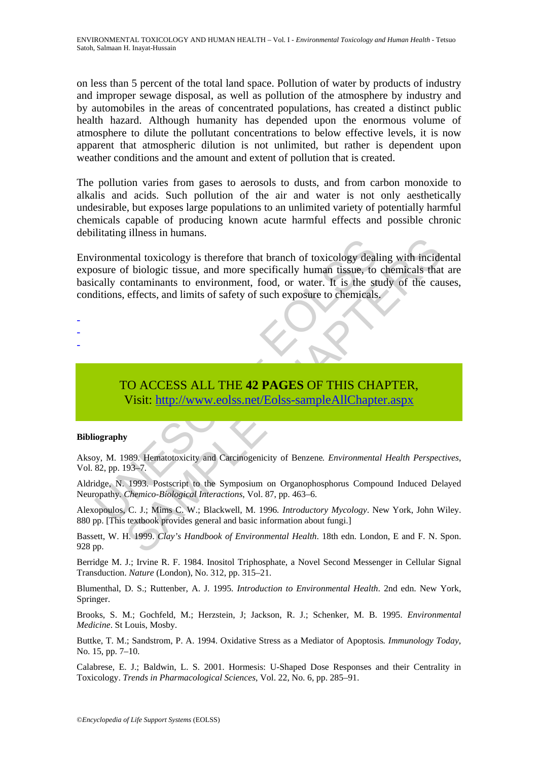on less than 5 percent of the total land space. Pollution of water by products of industry and improper sewage disposal, as well as pollution of the atmosphere by industry and by automobiles in the areas of concentrated populations, has created a distinct public health hazard. Although humanity has depended upon the enormous volume of atmosphere to dilute the pollutant concentrations to below effective levels, it is now apparent that atmospheric dilution is not unlimited, but rather is dependent upon weather conditions and the amount and extent of pollution that is created.

The pollution varies from gases to aerosols to dusts, and from carbon monoxide to alkalis and acids. Such pollution of the air and water is not only aesthetically undesirable, but exposes large populations to an unlimited variety of potentially harmful chemicals capable of producing known acute harmful effects and possible chronic debilitating illness in humans.

Environmental toxicology is therefore that branch of toxicology dealing with incidental exposure of biologic tissue, and more specifically human tissue, to chemicals that are basically contaminants to environment, food, or water. It is the study of the causes, conditions, effects, and limits of safety of such exposure to chemicals.

-
-
-

TO ACCESS ALL THE **42 PAGES** OF THIS CHAPTER,
Visit: http://www.eolss.net/Eolss-sampleAllChapter.aspx

**Bibliography**

Aksoy, M. 1989. Hematotoxicity and Carcinogenicity of Benzene. *Environmental Health Perspectives*, Vol. 82, pp. 193–7.

Aldridge, N. 1993. Postscript to the Symposium on Organophosphorus Compound Induced Delayed Neuropathy. *Chemico-Biological Interactions*, Vol. 87, pp. 463–6.

Alexopoulos, C. J.; Mims C. W.; Blackwell, M. 1996. *Introductory Mycology*. New York, John Wiley. 880 pp. [This textbook provides general and basic information about fungi.]

Bassett, W. H. 1999. *Clay's Handbook of Environmental Health*. 18th edn. London, E and F. N. Spon. 928 pp.

Berridge M. J.; Irvine R. F. 1984. Inositol Triphosphate, a Novel Second Messenger in Cellular Signal Transduction. *Nature* (London), No. 312, pp. 315–21.

Blumenthal, D. S.; Ruttenber, A. J. 1995. *Introduction to Environmental Health*. 2nd edn. New York, Springer.

Brooks, S. M.; Gochfeld, M.; Herzstein, J; Jackson, R. J.; Schenker, M. B. 1995. *Environmental Medicine*. St Louis, Mosby.

Buttke, T. M.; Sandstrom, P. A. 1994. Oxidative Stress as a Mediator of Apoptosis. *Immunology Today*, No. 15, pp. 7–10.

Calabrese, E. J.; Baldwin, L. S. 2001. Hormesis: U-Shaped Dose Responses and their Centrality in Toxicology. *Trends in Pharmacological Sciences*, Vol. 22, No. 6, pp. 285–91.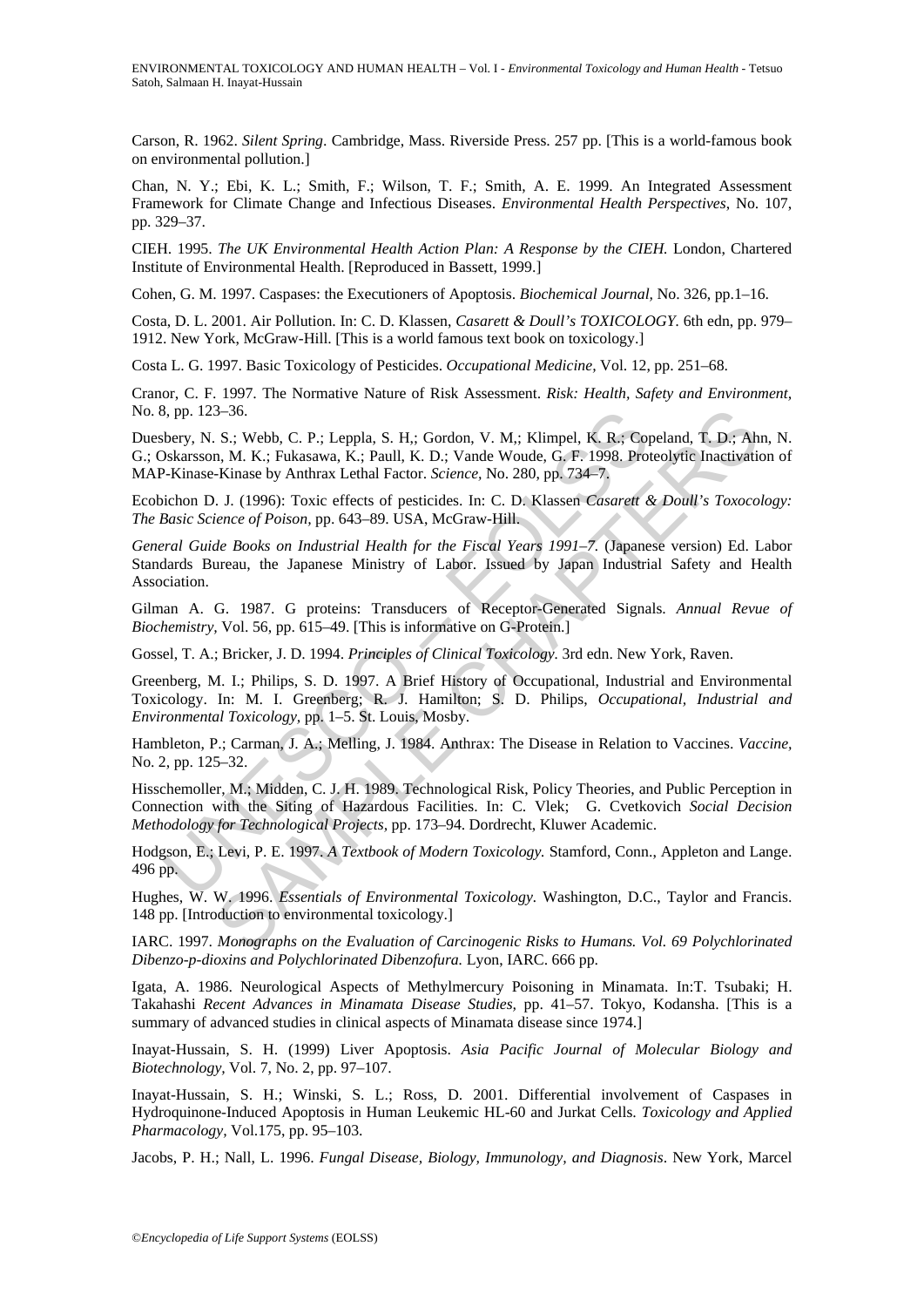Carson, R. 1962. *Silent Spring*. Cambridge, Mass. Riverside Press. 257 pp. [This is a world-famous book on environmental pollution.]

Chan, N. Y.; Ebi, K. L.; Smith, F.; Wilson, T. F.; Smith, A. E. 1999. An Integrated Assessment Framework for Climate Change and Infectious Diseases. *Environmental Health Perspectives,* No. 107, pp. 329–37.

CIEH. 1995. *The UK Environmental Health Action Plan: A Response by the CIEH.* London, Chartered Institute of Environmental Health. [Reproduced in Bassett, 1999.]

Cohen, G. M. 1997. Caspases: the Executioners of Apoptosis. *Biochemical Journal,* No. 326, pp.1–16.

Costa, D. L. 2001. Air Pollution. In: C. D. Klassen, *Casarett & Doull's TOXICOLOGY*. 6th edn, pp. 979–1912. New York, McGraw-Hill. [This is a world famous text book on toxicology.]

Costa L. G. 1997. Basic Toxicology of Pesticides. *Occupational Medicine,* Vol. 12, pp. 251–68.

Cranor, C. F. 1997. The Normative Nature of Risk Assessment. *Risk: Health, Safety and Environment,* No. 8, pp. 123–36.

Duesbery, N. S.; Webb, C. P.; Leppla, S. H,; Gordon, V. M,; Klimpel, K. R.; Copeland, T. D.; Ahn, N. G.; Oskarsson, M. K.; Fukasawa, K.; Paull, K. D.; Vande Woude, G. F. 1998. Proteolytic Inactivation of MAP-Kinase-Kinase by Anthrax Lethal Factor. *Science,* No. 280, pp. 734–7.

Ecobichon D. J. (1996): Toxic effects of pesticides. In: C. D. Klassen *Casarett & Doull's Toxocology: The Basic Science of Poison*, pp. 643–89. USA, McGraw-Hill.

*General Guide Books on Industrial Health for the Fiscal Years 1991–7*. (Japanese version) Ed. Labor Standards Bureau, the Japanese Ministry of Labor. Issued by Japan Industrial Safety and Health Association.

Gilman A. G. 1987. G proteins: Transducers of Receptor-Generated Signals. *Annual Revue of Biochemistry,* Vol. 56, pp. 615–49. [This is informative on G-Protein.]

Gossel, T. A.; Bricker, J. D. 1994. *Principles of Clinical Toxicology*. 3rd edn. New York, Raven.

Greenberg, M. I.; Philips, S. D. 1997. A Brief History of Occupational, Industrial and Environmental Toxicology. In: M. I. Greenberg; R. J. Hamilton; S. D. Philips, *Occupational, Industrial and Environmental Toxicology,* pp. 1–5. St. Louis, Mosby.

Hambleton, P.; Carman, J. A.; Melling, J. 1984. Anthrax: The Disease in Relation to Vaccines. *Vaccine,* No. 2, pp. 125–32.

Hisschemoller, M.; Midden, C. J. H. 1989. Technological Risk, Policy Theories, and Public Perception in Connection with the Siting of Hazardous Facilities. In: C. Vlek; G. Cvetkovich *Social Decision Methodology for Technological Projects,* pp. 173–94. Dordrecht, Kluwer Academic.

Hodgson, E.; Levi, P. E. 1997. *A Textbook of Modern Toxicology.* Stamford, Conn., Appleton and Lange. 496 pp.

Hughes, W. W. 1996. *Essentials of Environmental Toxicology.* Washington, D.C., Taylor and Francis. 148 pp. [Introduction to environmental toxicology.]

IARC. 1997. *Monographs on the Evaluation of Carcinogenic Risks to Humans. Vol. 69 Polychlorinated Dibenzo-p-dioxins and Polychlorinated Dibenzofura.* Lyon, IARC. 666 pp.

Igata, A. 1986. Neurological Aspects of Methylmercury Poisoning in Minamata. In:T. Tsubaki; H. Takahashi *Recent Advances in Minamata Disease Studies,* pp. 41–57. Tokyo, Kodansha. [This is a summary of advanced studies in clinical aspects of Minamata disease since 1974.]

Inayat-Hussain, S. H. (1999) Liver Apoptosis. *Asia Pacific Journal of Molecular Biology and Biotechnology,* Vol. 7, No. 2, pp. 97–107.

Inayat-Hussain, S. H.; Winski, S. L.; Ross, D. 2001. Differential involvement of Caspases in Hydroquinone-Induced Apoptosis in Human Leukemic HL-60 and Jurkat Cells. *Toxicology and Applied Pharmacology,* Vol.175, pp. 95–103.

Jacobs, P. H.; Nall, L. 1996. *Fungal Disease, Biology, Immunology, and Diagnosis*. New York, Marcel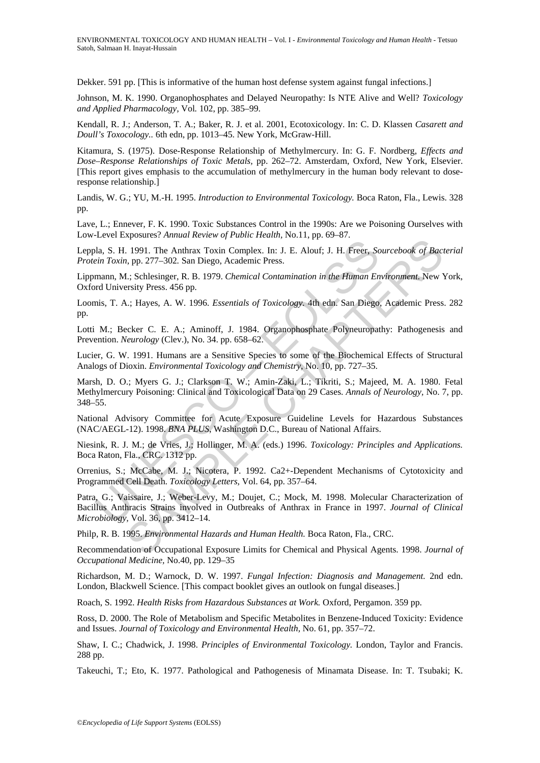Dekker. 591 pp. [This is informative of the human host defense system against fungal infections.]

Johnson, M. K. 1990. Organophosphates and Delayed Neuropathy: Is NTE Alive and Well? *Toxicology and Applied Pharmacology,* Vol. 102, pp. 385–99.

Kendall, R. J.; Anderson, T. A.; Baker, R. J. et al. 2001, Ecotoxicology. In: C. D. Klassen *Casarett and Doull's Toxocology.*. 6th edn, pp. 1013–45. New York, McGraw-Hill.

Kitamura, S. (1975). Dose-Response Relationship of Methylmercury. In: G. F. Nordberg, *Effects and Dose–Response Relationships of Toxic Metals,* pp. 262–72. Amsterdam, Oxford, New York, Elsevier. [This report gives emphasis to the accumulation of methylmercury in the human body relevant to dose-response relationship.]

Landis, W. G.; YU, M.-H. 1995. *Introduction to Environmental Toxicology.* Boca Raton, Fla., Lewis. 328 pp.

Lave, L.; Ennever, F. K. 1990. Toxic Substances Control in the 1990s: Are we Poisoning Ourselves with Low-Level Exposures? *Annual Review of Public Health,* No.11, pp. 69–87.

Leppla, S. H. 1991. The Anthrax Toxin Complex. In: J. E. Alouf; J. H. Freer, *Sourcebook of Bacterial Protein Toxin,* pp. 277–302. San Diego, Academic Press.

Lippmann, M.; Schlesinger, R. B. 1979. *Chemical Contamination in the Human Environment.* New York, Oxford University Press. 456 pp.

Loomis, T. A.; Hayes, A. W. 1996. *Essentials of Toxicology.* 4th edn. San Diego, Academic Press. 282 pp.

Lotti M.; Becker C. E. A.; Aminoff, J. 1984. Organophosphate Polyneuropathy: Pathogenesis and Prevention. *Neurology* (Clev.), No. 34. pp. 658–62.

Lucier, G. W. 1991. Humans are a Sensitive Species to some of the Biochemical Effects of Structural Analogs of Dioxin. *Environmental Toxicology and Chemistry,* No. 10, pp. 727–35.

Marsh, D. O.; Myers G. J.; Clarkson T. W.; Amin-Zaki, L.; Tikriti, S.; Majeed, M. A. 1980. Fetal Methylmercury Poisoning: Clinical and Toxicological Data on 29 Cases. *Annals of Neurology,* No. 7, pp. 348–55.

National Advisory Committee for Acute Exposure Guideline Levels for Hazardous Substances (NAC/AEGL-12). 1998. *BNA PLUS,* Washington D.C., Bureau of National Affairs.

Niesink, R. J. M.; de Vries, J.; Hollinger, M. A. (eds.) 1996. *Toxicology: Principles and Applications.* Boca Raton, Fla., CRC. 1312 pp.

Orrenius, S.; McCabe, M. J.; Nicotera, P. 1992. Ca2+-Dependent Mechanisms of Cytotoxicity and Programmed Cell Death. *Toxicology Letters,* Vol. 64, pp. 357–64.

Patra, G.; Vaissaire, J.; Weber-Levy, M.; Doujet, C.; Mock, M. 1998. Molecular Characterization of Bacillus Anthracis Strains involved in Outbreaks of Anthrax in France in 1997. *Journal of Clinical Microbiology,* Vol. 36, pp. 3412–14.

Philp, R. B. 1995. *Environmental Hazards and Human Health.* Boca Raton, Fla., CRC.

Recommendation of Occupational Exposure Limits for Chemical and Physical Agents. 1998. *Journal of Occupational Medicine,* No.40, pp. 129–35

Richardson, M. D.; Warnock, D. W. 1997. *Fungal Infection: Diagnosis and Management.* 2nd edn. London, Blackwell Science. [This compact booklet gives an outlook on fungal diseases.]

Roach, S. 1992. *Health Risks from Hazardous Substances at Work.* Oxford, Pergamon. 359 pp.

Ross, D. 2000. The Role of Metabolism and Specific Metabolites in Benzene-Induced Toxicity: Evidence and Issues. *Journal of Toxicology and Environmental Health,* No. 61, pp. 357–72.

Shaw, I. C.; Chadwick, J. 1998. *Principles of Environmental Toxicology.* London, Taylor and Francis. 288 pp.

Takeuchi, T.; Eto, K. 1977. Pathological and Pathogenesis of Minamata Disease. In: T. Tsubaki; K.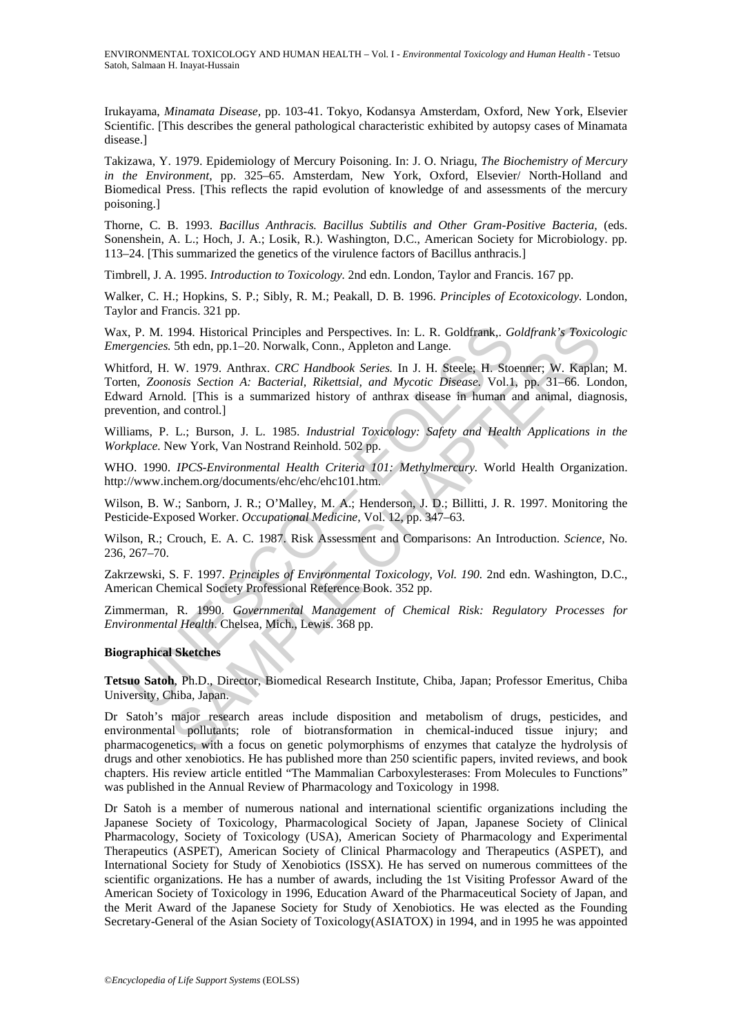Irukayama, *Minamata Disease,* pp. 103-41. Tokyo, Kodansya Amsterdam, Oxford, New York, Elsevier Scientific. [This describes the general pathological characteristic exhibited by autopsy cases of Minamata disease.]

Takizawa, Y. 1979. Epidemiology of Mercury Poisoning. In: J. O. Nriagu, *The Biochemistry of Mercury in the Environment,* pp. 325–65. Amsterdam, New York, Oxford, Elsevier/ North-Holland and Biomedical Press. [This reflects the rapid evolution of knowledge of and assessments of the mercury poisoning.]

Thorne, C. B. 1993. *Bacillus Anthracis. Bacillus Subtilis and Other Gram-Positive Bacteria,* (eds. Sonenshein, A. L.; Hoch, J. A.; Losik, R.). Washington, D.C., American Society for Microbiology. pp. 113–24. [This summarized the genetics of the virulence factors of Bacillus anthracis.]

Timbrell, J. A. 1995. *Introduction to Toxicology.* 2nd edn. London, Taylor and Francis. 167 pp.

Walker, C. H.; Hopkins, S. P.; Sibly, R. M.; Peakall, D. B. 1996. *Principles of Ecotoxicology.* London, Taylor and Francis. 321 pp.

Wax, P. M. 1994. Historical Principles and Perspectives. In: L. R. Goldfrank,. *Goldfrank's Toxicologic Emergencies.* 5th edn, pp.1–20. Norwalk, Conn., Appleton and Lange.

Whitford, H. W. 1979. Anthrax. *CRC Handbook Series.* In J. H. Steele; H. Stoenner; W. Kaplan; M. Torten, *Zoonosis Section A: Bacterial, Rikettsial, and Mycotic Disease.* Vol.1, pp. 31–66. London, Edward Arnold. [This is a summarized history of anthrax disease in human and animal, diagnosis, prevention, and control.]

Williams, P. L.; Burson, J. L. 1985. *Industrial Toxicology: Safety and Health Applications in the Workplace.* New York, Van Nostrand Reinhold. 502 pp.

WHO. 1990. *IPCS-Environmental Health Criteria 101: Methylmercury.* World Health Organization. http://www.inchem.org/documents/ehc/ehc/ehc101.htm.

Wilson, B. W.; Sanborn, J. R.; O'Malley, M. A.; Henderson, J. D.; Billitti, J. R. 1997. Monitoring the Pesticide-Exposed Worker. *Occupational Medicine,* Vol. 12, pp. 347–63.

Wilson, R.; Crouch, E. A. C. 1987. Risk Assessment and Comparisons: An Introduction. *Science,* No. 236, 267–70.

Zakrzewski, S. F. 1997. *Principles of Environmental Toxicology, Vol. 190.* 2nd edn. Washington, D.C., American Chemical Society Professional Reference Book. 352 pp.

Zimmerman, R. 1990. *Governmental Management of Chemical Risk: Regulatory Processes for Environmental Health.* Chelsea, Mich., Lewis. 368 pp.

**Biographical Sketches**

**Tetsuo Satoh**, Ph.D., Director, Biomedical Research Institute, Chiba, Japan; Professor Emeritus, Chiba University, Chiba, Japan.

Dr Satoh's major research areas include disposition and metabolism of drugs, pesticides, and environmental pollutants; role of biotransformation in chemical-induced tissue injury; and pharmacogenetics, with a focus on genetic polymorphisms of enzymes that catalyze the hydrolysis of drugs and other xenobiotics. He has published more than 250 scientific papers, invited reviews, and book chapters. His review article entitled "The Mammalian Carboxylesterases: From Molecules to Functions" was published in the Annual Review of Pharmacology and Toxicology in 1998.

Dr Satoh is a member of numerous national and international scientific organizations including the Japanese Society of Toxicology, Pharmacological Society of Japan, Japanese Society of Clinical Pharmacology, Society of Toxicology (USA), American Society of Pharmacology and Experimental Therapeutics (ASPET), American Society of Clinical Pharmacology and Therapeutics (ASPET), and International Society for Study of Xenobiotics (ISSX). He has served on numerous committees of the scientific organizations. He has a number of awards, including the 1st Visiting Professor Award of the American Society of Toxicology in 1996, Education Award of the Pharmaceutical Society of Japan, and the Merit Award of the Japanese Society for Study of Xenobiotics. He was elected as the Founding Secretary-General of the Asian Society of Toxicology(ASIATOX) in 1994, and in 1995 he was appointed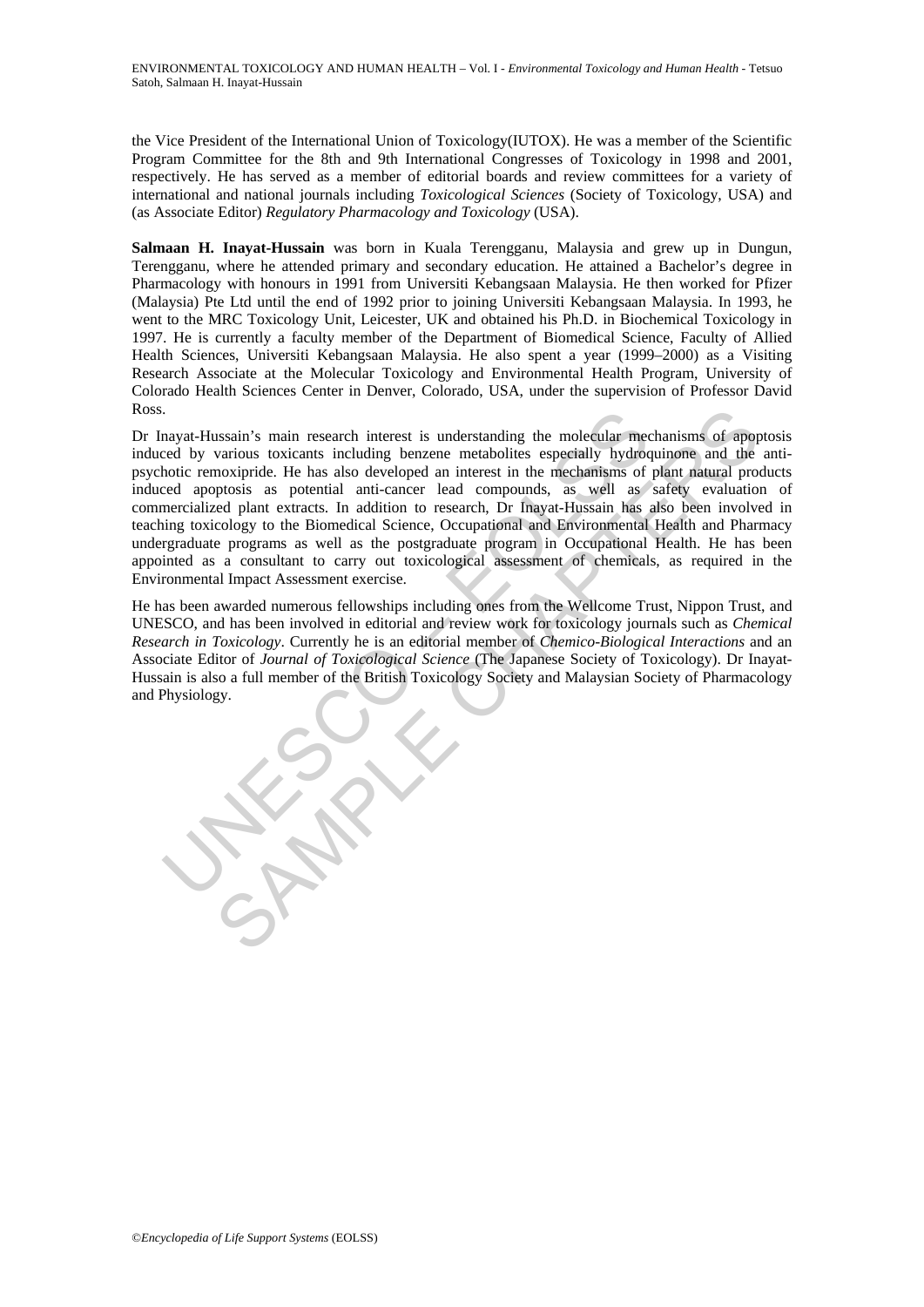the Vice President of the International Union of Toxicology(IUTOX). He was a member of the Scientific Program Committee for the 8th and 9th International Congresses of Toxicology in 1998 and 2001, respectively. He has served as a member of editorial boards and review committees for a variety of international and national journals including *Toxicological Sciences* (Society of Toxicology, USA) and (as Associate Editor) *Regulatory Pharmacology and Toxicology* (USA).

**Salmaan H. Inayat-Hussain** was born in Kuala Terengganu, Malaysia and grew up in Dungun, Terengganu, where he attended primary and secondary education. He attained a Bachelor's degree in Pharmacology with honours in 1991 from Universiti Kebangsaan Malaysia. He then worked for Pfizer (Malaysia) Pte Ltd until the end of 1992 prior to joining Universiti Kebangsaan Malaysia. In 1993, he went to the MRC Toxicology Unit, Leicester, UK and obtained his Ph.D. in Biochemical Toxicology in 1997. He is currently a faculty member of the Department of Biomedical Science, Faculty of Allied Health Sciences, Universiti Kebangsaan Malaysia. He also spent a year (1999–2000) as a Visiting Research Associate at the Molecular Toxicology and Environmental Health Program, University of Colorado Health Sciences Center in Denver, Colorado, USA, under the supervision of Professor David Ross.

Dr Inayat-Hussain's main research interest is understanding the molecular mechanisms of apoptosis induced by various toxicants including benzene metabolites especially hydroquinone and the anti-psychotic remoxipride. He has also developed an interest in the mechanisms of plant natural products induced apoptosis as potential anti-cancer lead compounds, as well as safety evaluation of commercialized plant extracts. In addition to research, Dr Inayat-Hussain has also been involved in teaching toxicology to the Biomedical Science, Occupational and Environmental Health and Pharmacy undergraduate programs as well as the postgraduate program in Occupational Health. He has been appointed as a consultant to carry out toxicological assessment of chemicals, as required in the Environmental Impact Assessment exercise.

He has been awarded numerous fellowships including ones from the Wellcome Trust, Nippon Trust, and UNESCO, and has been involved in editorial and review work for toxicology journals such as *Chemical Research in Toxicology*. Currently he is an editorial member of *Chemico-Biological Interactions* and an Associate Editor of *Journal of Toxicological Science* (The Japanese Society of Toxicology). Dr Inayat-Hussain is also a full member of the British Toxicology Society and Malaysian Society of Pharmacology and Physiology.